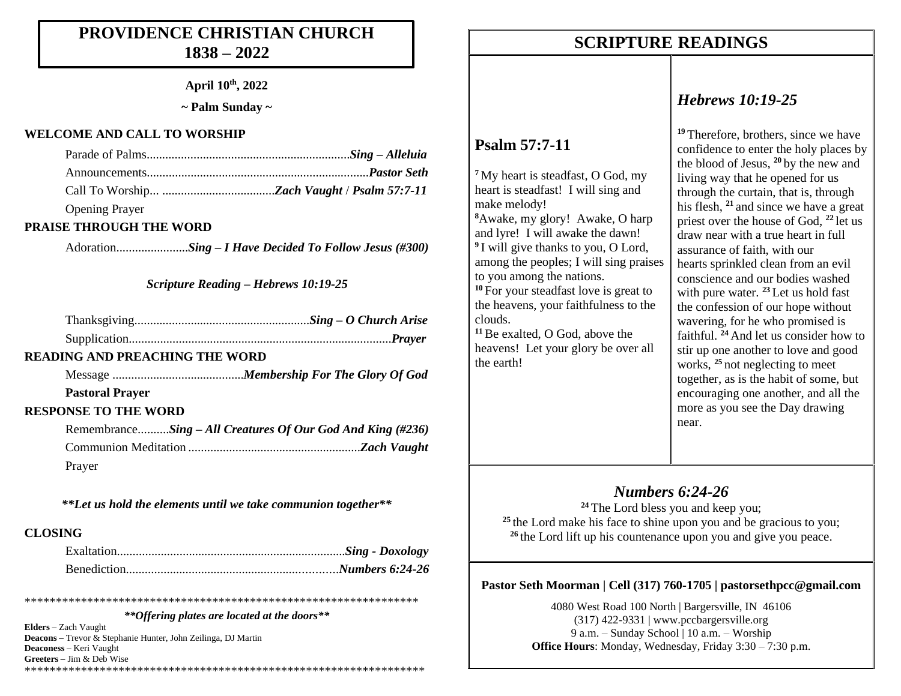# PROVIDENCE CHRISTIAN CHURCH
# 1838 – 2022

**April 10th, 2022**

**~ Palm Sunday ~**

## WELCOME AND CALL TO WORSHIP

Parade of Palms................................................................***Sing – Alleluia***

Announcements......................................................................***Pastor Seth***

Call To Worship... ....................................***Zach Vaught*** / ***Psalm 57:7-11***

Opening Prayer

## PRAISE THROUGH THE WORD

Adoration.......................***Sing – I Have Decided To Follow Jesus (#300)***

***Scripture Reading – Hebrews 10:19-25***

Thanksgiving........................................................***Sing – O Church Arise***

Supplication...................................................................................***Prayer***

## READING AND PREACHING THE WORD

Message ..........................................***Membership For The Glory Of God***

**Pastoral Prayer**

## RESPONSE TO THE WORD

Remembrance..........***Sing – All Creatures Of Our God And King (#236)***

Communion Meditation ......................................................***Zach Vaught***

Prayer

***\*\*Let us hold the elements until we take communion together\*\****

## CLOSING

Exaltation........................................................................***Sing - Doxology***

Benediction..................................................................***Numbers 6:24-26***

*****************************************************************

***\*\*Offering plates are located at the doors\*\****

**Elders –** Zach Vaught
**Deacons –** Trevor & Stephanie Hunter, John Zeilinga, DJ Martin
**Deaconess –** Keri Vaught
**Greeters –** Jim & Deb Wise

*****************************************************************

# SCRIPTURE READINGS

## Psalm 57:7-11

[7] My heart is steadfast, O God, my heart is steadfast! I will sing and make melody!
[8]Awake, my glory! Awake, O harp and lyre! I will awake the dawn!
[9] I will give thanks to you, O Lord, among the peoples; I will sing praises to you among the nations.
[10] For your steadfast love is great to the heavens, your faithfulness to the clouds.
[11] Be exalted, O God, above the heavens! Let your glory be over all the earth!

## *Hebrews 10:19-25*

[19] Therefore, brothers, since we have confidence to enter the holy places by the blood of Jesus, [20] by the new and living way that he opened for us through the curtain, that is, through his flesh, [21] and since we have a great priest over the house of God, [22] let us draw near with a true heart in full assurance of faith, with our hearts sprinkled clean from an evil conscience and our bodies washed with pure water. [23] Let us hold fast the confession of our hope without wavering, for he who promised is faithful. [24] And let us consider how to stir up one another to love and good works, [25] not neglecting to meet together, as is the habit of some, but encouraging one another, and all the more as you see the Day drawing near.

## *Numbers 6:24-26*

[24] The Lord bless you and keep you;
[25] the Lord make his face to shine upon you and be gracious to you;
[26] the Lord lift up his countenance upon you and give you peace.

**Pastor Seth Moorman | Cell (317) 760-1705 | pastorsethpcc@gmail.com**

4080 West Road 100 North | Bargersville, IN 46106
(317) 422-9331 | www.pccbargersville.org
9 a.m. – Sunday School | 10 a.m. – Worship
**Office Hours**: Monday, Wednesday, Friday 3:30 – 7:30 p.m.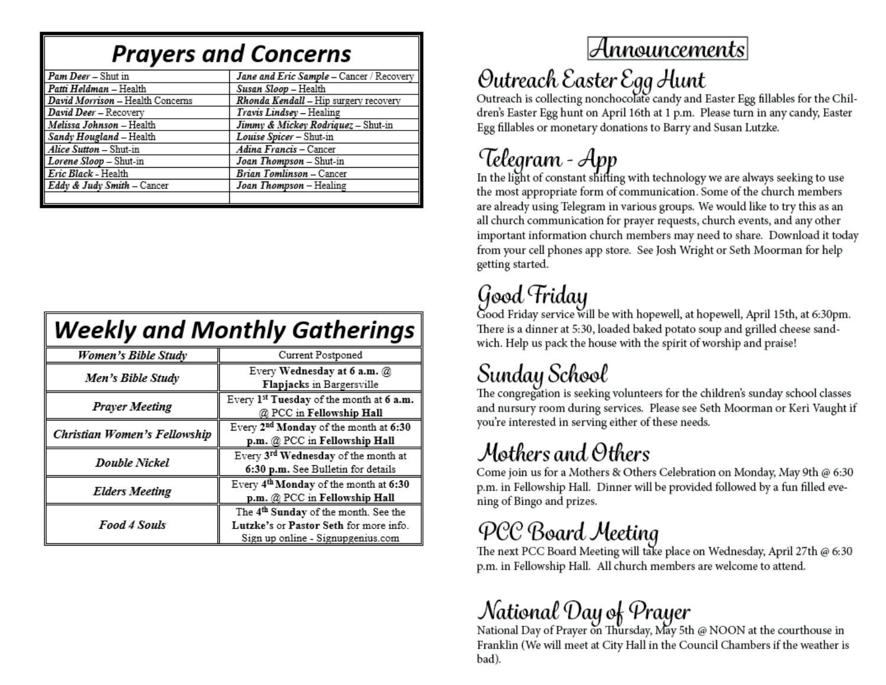# Prayers and Concerns

| | |
|---|---|
| ***Pam Deer*** – Shut in | ***Jane and Eric Sample*** – Cancer / Recovery |
| ***Patti Heldman*** – Health | ***Susan Sloop*** – Health |
| ***David Morrison*** – Health Concerns | ***Rhonda Kendall*** – Hip surgery recovery |
| ***David Deer*** – Recovery | ***Travis Lindsey*** – Healing |
| ***Melissa Johnson*** – Health | ***Jimmy & Mickey Rodriquez*** – Shut-in |
| ***Sandy Hougland*** – Health | ***Louise Spicer*** – Shut-in |
| ***Alice Sutton*** – Shut-in | ***Adina Francis*** – Cancer |
| ***Lorene Sloop*** – Shut-in | ***Joan Thompson*** – Shut-in |
| ***Eric Black*** - Health | ***Brian Tomlinson*** – Cancer |
| ***Eddy & Judy Smith*** – Cancer | ***Joan Thompson*** – Healing |
| | |

# Weekly and Monthly Gatherings

| | |
|---|---|
| ***Women's Bible Study*** | Current Postponed |
| ***Men's Bible Study*** | Every **Wednesday at 6 a.m.** @ **Flapjacks** in Bargersville |
| ***Prayer Meeting*** | Every **1st Tuesday** of the month at **6 a.m.** @ PCC in **Fellowship Hall** |
| ***Christian Women's Fellowship*** | Every **2nd Monday** of the month at **6:30 p.m.** @ PCC in **Fellowship Hall** |
| ***Double Nickel*** | Every **3rd Wednesday** of the month at **6:30 p.m.** See Bulletin for details |
| ***Elders Meeting*** | Every **4th Monday** of the month at **6:30 p.m.** @ PCC in **Fellowship Hall** |
| ***Food 4 Souls*** | The **4th Sunday** of the month. See the **Lutzke's** or **Pastor Seth** for more info. Sign up online - Signupgenius.com |

# Announcements

## Outreach Easter Egg Hunt

Outreach is collecting nonchocolate candy and Easter Egg fillables for the Children's Easter Egg hunt on April 16th at 1 p.m. Please turn in any candy, Easter Egg fillables or monetary donations to Barry and Susan Lutzke.

## Telegram - App

In the light of constant shifting with technology we are always seeking to use the most appropriate form of communication. Some of the church members are already using Telegram in various groups. We would like to try this as an all church communication for prayer requests, church events, and any other important information church members may need to share. Download it today from your cell phones app store. See Josh Wright or Seth Moorman for help getting started.

## Good Friday

Good Friday service will be with hopewell, at hopewell, April 15th, at 6:30pm. There is a dinner at 5:30, loaded baked potato soup and grilled cheese sandwich. Help us pack the house with the spirit of worship and praise!

## Sunday School

The congregation is seeking volunteers for the children's sunday school classes and nursury room during services. Please see Seth Moorman or Keri Vaught if you're interested in serving either of these needs.

## Mothers and Others

Come join us for a Mothers & Others Celebration on Monday, May 9th @ 6:30 p.m. in Fellowship Hall. Dinner will be provided followed by a fun filled evening of Bingo and prizes.

## PCC Board Meeting

The next PCC Board Meeting will take place on Wednesday, April 27th @ 6:30 p.m. in Fellowship Hall. All church members are welcome to attend.

## National Day of Prayer

National Day of Prayer on Thursday, May 5th @ NOON at the courthouse in Franklin (We will meet at City Hall in the Council Chambers if the weather is bad).